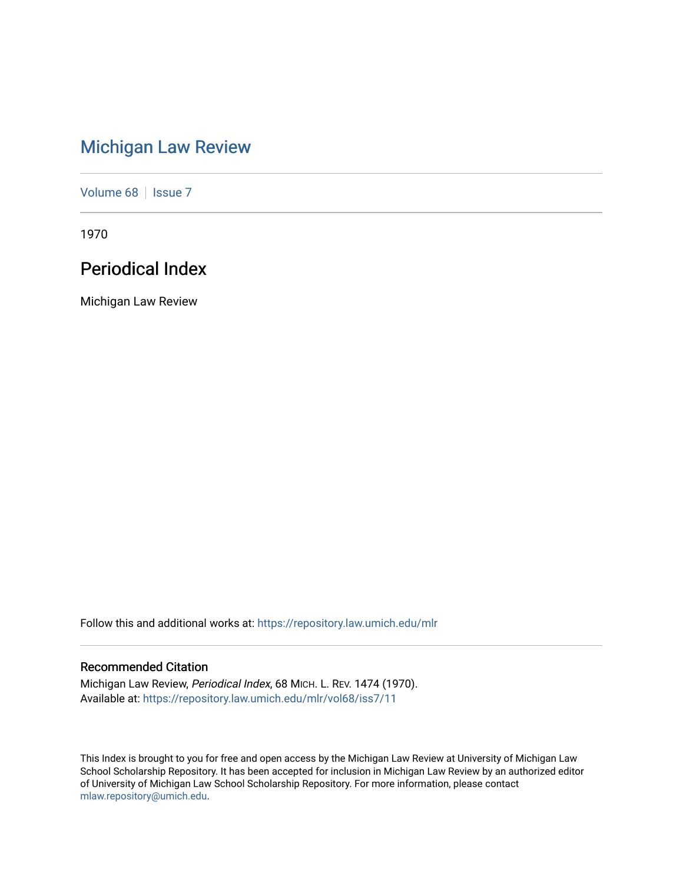# Michigan Law Review

Volume 68 | Issue 7

1970

## Periodical Index

Michigan Law Review

Follow this and additional works at: https://repository.law.umich.edu/mlr

### Recommended Citation

Michigan Law Review, *Periodical Index*, 68 MICH. L. REV. 1474 (1970).
Available at: https://repository.law.umich.edu/mlr/vol68/iss7/11

This Index is brought to you for free and open access by the Michigan Law Review at University of Michigan Law School Scholarship Repository. It has been accepted for inclusion in Michigan Law Review by an authorized editor of University of Michigan Law School Scholarship Repository. For more information, please contact mlaw.repository@umich.edu.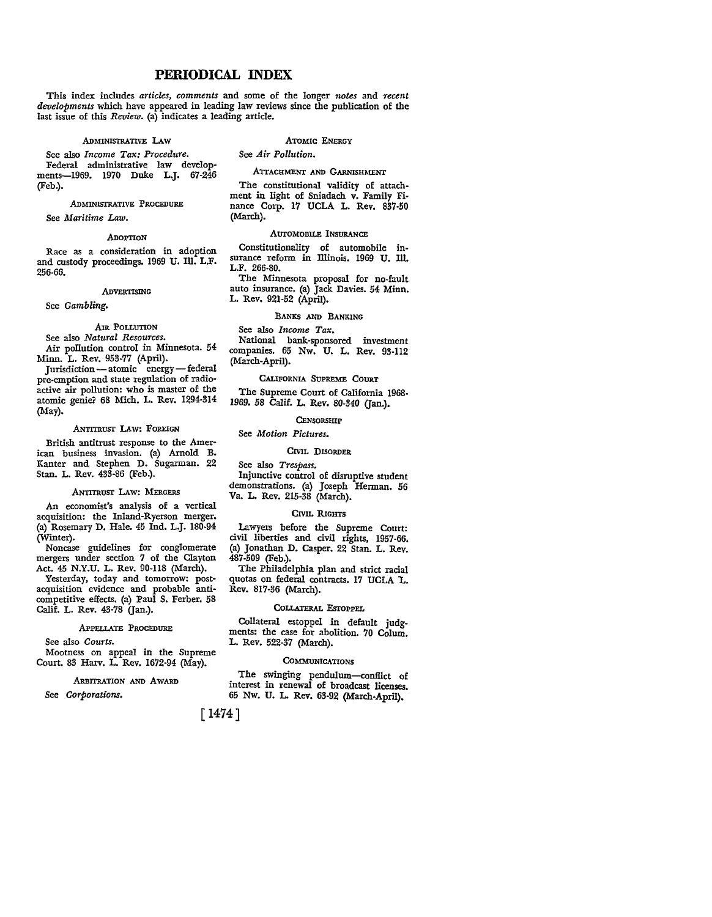# PERIODICAL INDEX

This index includes *articles, comments* and some of the longer *notes* and *recent developments* which have appeared in leading law reviews since the publication of the last issue of this *Review*. (a) indicates a leading article.

### ADMINISTRATIVE LAW

See also *Income Tax: Procedure.*

Federal administrative law developments—1969. 1970 Duke L.J. 67-246 (Feb.).

### ADMINISTRATIVE PROCEDURE

See *Maritime Law.*

### ADOPTION

Race as a consideration in adoption and custody proceedings. 1969 U. Ill. L.F. 256-66.

### ADVERTISING

See *Gambling.*

### AIR POLLUTION

See also *Natural Resources.*

Air pollution control in Minnesota. 54 Minn. L. Rev. 953-77 (April).

Jurisdiction — atomic energy — federal pre-emption and state regulation of radioactive air pollution: who is master of the atomic genie? 68 Mich. L. Rev. 1294-314 (May).

### ANTITRUST LAW: FOREIGN

British antitrust response to the American business invasion. (a) Arnold B. Kanter and Stephen D. Sugarman. 22 Stan. L. Rev. 433-86 (Feb.).

### ANTITRUST LAW: MERGERS

An economist's analysis of a vertical acquisition: the Inland-Ryerson merger. (a) Rosemary D. Hale. 45 Ind. L.J. 180-94 (Winter).

Noncase guidelines for conglomerate mergers under section 7 of the Clayton Act. 45 N.Y.U. L. Rev. 90-118 (March).

Yesterday, today and tomorrow: post-acquisition evidence and probable anticompetitive effects. (a) Paul S. Ferber. 58 Calif. L. Rev. 43-78 (Jan.).

### APPELLATE PROCEDURE

See also *Courts.*

Mootness on appeal in the Supreme Court. 83 Harv. L. Rev. 1672-94 (May).

### ARBITRATION AND AWARD

See *Corporations.*

### ATOMIC ENERGY

See *Air Pollution.*

### ATTACHMENT AND GARNISHMENT

The constitutional validity of attachment in light of Sniadach v. Family Finance Corp. 17 UCLA L. Rev. 837-50 (March).

### AUTOMOBILE INSURANCE

Constitutionality of automobile insurance reform in Illinois. 1969 U. Ill. L.F. 266-80.

The Minnesota proposal for no-fault auto insurance. (a) Jack Davies. 54 Minn. L. Rev. 921-52 (April).

### BANKS AND BANKING

See also *Income Tax.*

National bank-sponsored investment companies. 65 Nw. U. L. Rev. 93-112 (March-April).

### CALIFORNIA SUPREME COURT

The Supreme Court of California 1968-1969. 58 Calif. L. Rev. 80-340 (Jan.).

### CENSORSHIP

See *Motion Pictures.*

### CIVIL DISORDER

See also *Trespass.*

Injunctive control of disruptive student demonstrations. (a) Joseph Herman. 56 Va. L. Rev. 215-38 (March).

### CIVIL RIGHTS

Lawyers before the Supreme Court: civil liberties and civil rights, 1957-66. (a) Jonathan D. Casper. 22 Stan. L. Rev. 487-509 (Feb.).

The Philadelphia plan and strict racial quotas on federal contracts. 17 UCLA L. Rev. 817-36 (March).

### COLLATERAL ESTOPPEL

Collateral estoppel in default judgments: the case for abolition. 70 Colum. L. Rev. 522-37 (March).

### COMMUNICATIONS

The swinging pendulum—conflict of interest in renewal of broadcast licenses. 65 Nw. U. L. Rev. 63-92 (March-April).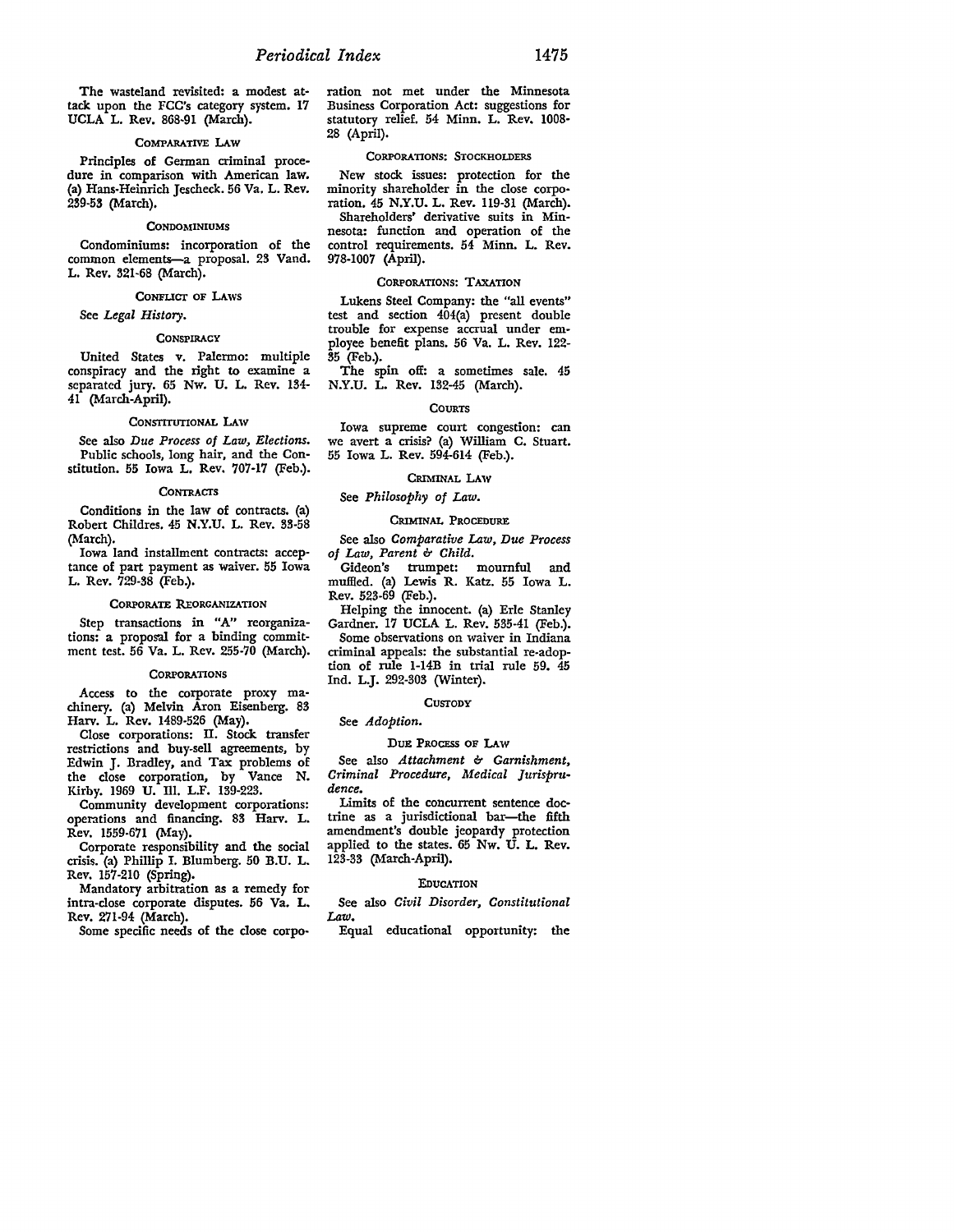The wasteland revisited: a modest attack upon the FCC's category system. 17 UCLA L. Rev. 868-91 (March).

### Comparative Law

Principles of German criminal procedure in comparison with American law. (a) Hans-Heinrich Jescheck. 56 Va. L. Rev. 239-53 (March).

### Condominiums

Condominiums: incorporation of the common elements—a proposal. 23 Vand. L. Rev. 321-68 (March).

### Conflict of Laws

See *Legal History.*

### Conspiracy

United States v. Palermo: multiple conspiracy and the right to examine a separated jury. 65 Nw. U. L. Rev. 134-41 (March-April).

### Constitutional Law

See also *Due Process of Law, Elections.*

Public schools, long hair, and the Constitution. 55 Iowa L. Rev. 707-17 (Feb.).

### Contracts

Conditions in the law of contracts. (a) Robert Childres. 45 N.Y.U. L. Rev. 33-58 (March).

Iowa land installment contracts: acceptance of part payment as waiver. 55 Iowa L. Rev. 729-38 (Feb.).

### Corporate Reorganization

Step transactions in "A" reorganizations: a proposal for a binding commitment test. 56 Va. L. Rev. 255-70 (March).

### Corporations

Access to the corporate proxy machinery. (a) Melvin Aron Eisenberg. 83 Harv. L. Rev. 1489-526 (May).

Close corporations: II. Stock transfer restrictions and buy-sell agreements, by Edwin J. Bradley, and Tax problems of the close corporation, by Vance N. Kirby. 1969 U. Ill. L.F. 139-223.

Community development corporations: operations and financing. 83 Harv. L. Rev. 1559-671 (May).

Corporate responsibility and the social crisis. (a) Phillip I. Blumberg. 50 B.U. L. Rev. 157-210 (Spring).

Mandatory arbitration as a remedy for intra-close corporate disputes. 56 Va. L. Rev. 271-94 (March).

Some specific needs of the close corporation not met under the Minnesota Business Corporation Act: suggestions for statutory relief. 54 Minn. L. Rev. 1008-28 (April).

### Corporations: Stockholders

New stock issues: protection for the minority shareholder in the close corporation. 45 N.Y.U. L. Rev. 119-31 (March).

Shareholders' derivative suits in Minnesota: function and operation of the control requirements. 54 Minn. L. Rev. 978-1007 (April).

### Corporations: Taxation

Lukens Steel Company: the "all events" test and section 404(a) present double trouble for expense accrual under employee benefit plans. 56 Va. L. Rev. 122-35 (Feb.).

The spin off: a sometimes sale. 45 N.Y.U. L. Rev. 132-45 (March).

### Courts

Iowa supreme court congestion: can we avert a crisis? (a) William C. Stuart. 55 Iowa L. Rev. 594-614 (Feb.).

### Criminal Law

See *Philosophy of Law.*

### Criminal Procedure

See also *Comparative Law, Due Process of Law, Parent & Child.*

Gideon's trumpet: mournful and muffled. (a) Lewis R. Katz. 55 Iowa L. Rev. 523-69 (Feb.).

Helping the innocent. (a) Erle Stanley Gardner. 17 UCLA L. Rev. 535-41 (Feb.).

Some observations on waiver in Indiana criminal appeals: the substantial re-adoption of rule 1-14B in trial rule 59. 45 Ind. L.J. 292-303 (Winter).

### Custody

See *Adoption.*

### Due Process of Law

See also *Attachment & Garnishment, Criminal Procedure, Medical Jurisprudence.*

Limits of the concurrent sentence doctrine as a jurisdictional bar—the fifth amendment's double jeopardy protection applied to the states. 65 Nw. U. L. Rev. 123-33 (March-April).

### Education

See also *Civil Disorder, Constitutional Law.*

Equal educational opportunity: the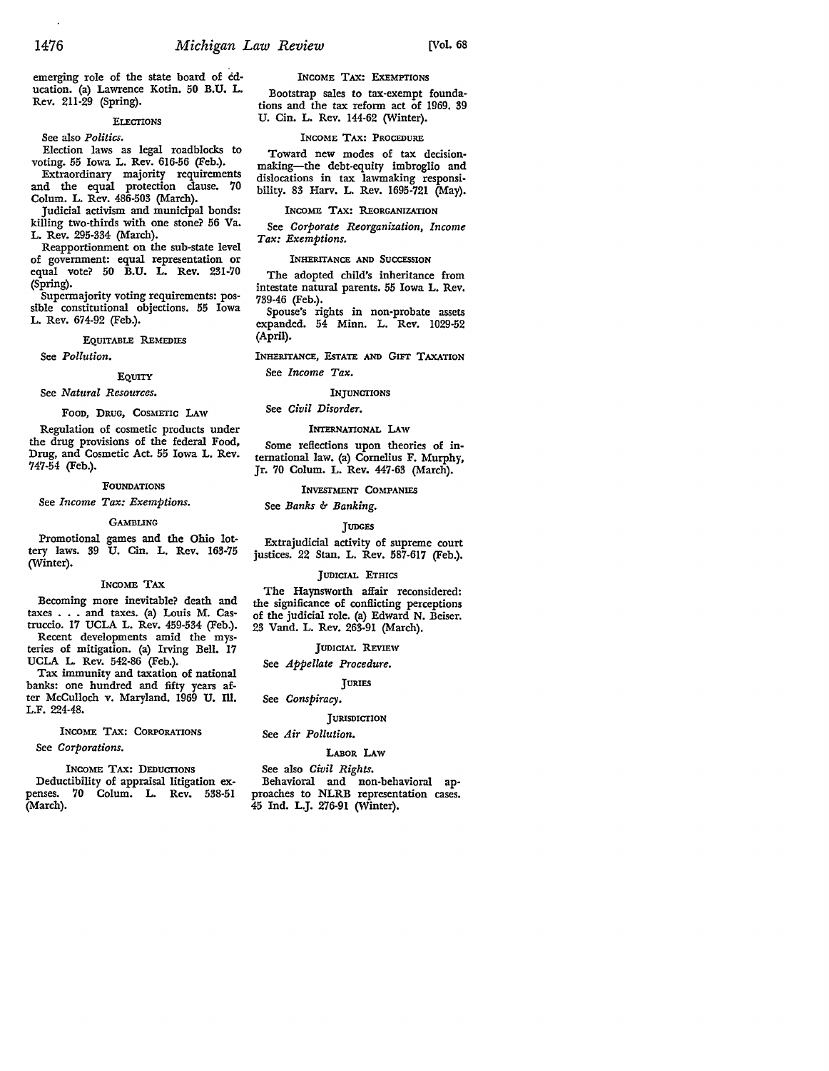emerging role of the state board of education. (a) Lawrence Kotin. 50 B.U. L. Rev. 211-29 (Spring).

### ELECTIONS

See also *Politics*.

Election laws as legal roadblocks to voting. 55 Iowa L. Rev. 616-56 (Feb.).

Extraordinary majority requirements and the equal protection clause. 70 Colum. L. Rev. 486-503 (March).

Judicial activism and municipal bonds: killing two-thirds with one stone? 56 Va. L. Rev. 295-334 (March).

Reapportionment on the sub-state level of government: equal representation or equal vote? 50 B.U. L. Rev. 231-70 (Spring).

Supermajority voting requirements: possible constitutional objections. 55 Iowa L. Rev. 674-92 (Feb.).

### EQUITABLE REMEDIES

See *Pollution*.

### EQUITY

See *Natural Resources*.

### FOOD, DRUG, COSMETIC LAW

Regulation of cosmetic products under the drug provisions of the federal Food, Drug, and Cosmetic Act. 55 Iowa L. Rev. 747-54 (Feb.).

### FOUNDATIONS

See *Income Tax: Exemptions*.

### GAMBLING

Promotional games and the Ohio lottery laws. 39 U. Cin. L. Rev. 163-75 (Winter).

### INCOME TAX

Becoming more inevitable? death and taxes . . . and taxes. (a) Louis M. Castruccio. 17 UCLA L. Rev. 459-534 (Feb.).

Recent developments amid the mysteries of mitigation. (a) Irving Bell. 17 UCLA L. Rev. 542-86 (Feb.).

Tax immunity and taxation of national banks: one hundred and fifty years after McCulloch v. Maryland. 1969 U. Ill. L.F. 224-48.

### INCOME TAX: CORPORATIONS

See *Corporations*.

### INCOME TAX: DEDUCTIONS

Deductibility of appraisal litigation expenses. 70 Colum. L. Rev. 538-51 (March).

### INCOME TAX: EXEMPTIONS

Bootstrap sales to tax-exempt foundations and the tax reform act of 1969. 39 U. Cin. L. Rev. 144-62 (Winter).

### INCOME TAX: PROCEDURE

Toward new modes of tax decision-making—the debt-equity imbroglio and dislocations in tax lawmaking responsibility. 83 Harv. L. Rev. 1695-721 (May).

### INCOME TAX: REORGANIZATION

See *Corporate Reorganization, Income Tax: Exemptions*.

### INHERITANCE AND SUCCESSION

The adopted child's inheritance from intestate natural parents. 55 Iowa L. Rev. 739-46 (Feb.).

Spouse's rights in non-probate assets expanded. 54 Minn. L. Rev. 1029-52 (April).

### INHERITANCE, ESTATE AND GIFT TAXATION

See *Income Tax*.

### INJUNCTIONS

See *Civil Disorder*.

### INTERNATIONAL LAW

Some reflections upon theories of international law. (a) Cornelius F. Murphy, Jr. 70 Colum. L. Rev. 447-63 (March).

### INVESTMENT COMPANIES

See *Banks & Banking*.

### JUDGES

Extrajudicial activity of supreme court justices. 22 Stan. L. Rev. 587-617 (Feb.).

### JUDICIAL ETHICS

The Haynsworth affair reconsidered: the significance of conflicting perceptions of the judicial role. (a) Edward N. Beiser. 23 Vand. L. Rev. 263-91 (March).

### JUDICIAL REVIEW

See *Appellate Procedure*.

### JURIES

See *Conspiracy*.

### JURISDICTION

See *Air Pollution*.

### LABOR LAW

See also *Civil Rights*.

Behavioral and non-behavioral approaches to NLRB representation cases. 45 Ind. L.J. 276-91 (Winter).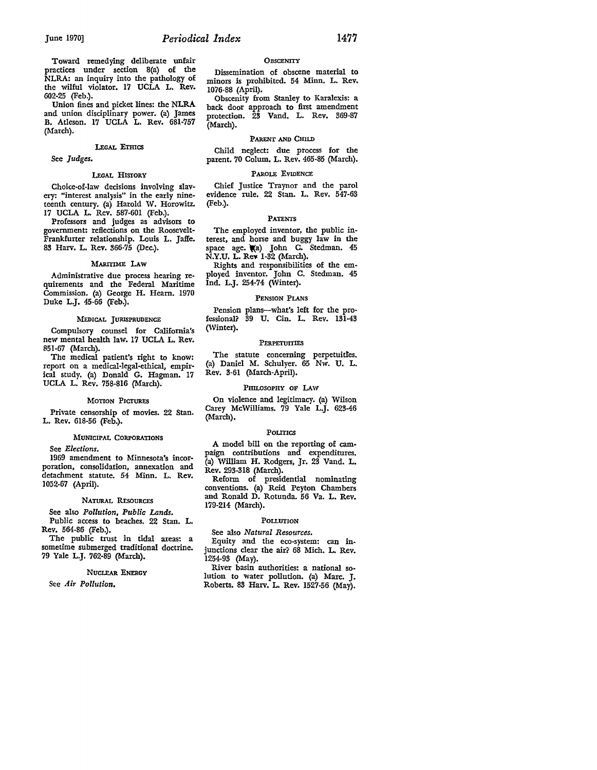Toward remedying deliberate unfair practices under section 8(a) of the NLRA: an inquiry into the pathology of the wilful violator. 17 UCLA L. Rev. 602-25 (Feb.).

Union fines and picket lines: the NLRA and union disciplinary power. (a) James B. Atleson. 17 UCLA L. Rev. 681-757 (March).

### Legal Ethics

See *Judges.*

### Legal History

Choice-of-law decisions involving slavery: "interest analysis" in the early nineteenth century. (a) Harold W. Horowitz. 17 UCLA L. Rev. 587-601 (Feb.).

Professors and judges as advisors to government: reflections on the Roosevelt-Frankfurter relationship. Louis L. Jaffe. 83 Harv. L. Rev. 366-75 (Dec.).

### Maritime Law

Administrative due process hearing requirements and the Federal Maritime Commission. (a) George H. Hearn. 1970 Duke L.J. 45-66 (Feb.).

### Medical Jurisprudence

Compulsory counsel for California's new mental health law. 17 UCLA L. Rev. 851-67 (March).

The medical patient's right to know: report on a medical-legal-ethical, empirical study. (a) Donald G. Hagman. 17 UCLA L. Rev. 758-816 (March).

### Motion Pictures

Private censorship of movies. 22 Stan. L. Rev. 618-56 (Feb.).

### Municipal Corporations

See *Elections.*

1969 amendment to Minnesota's incorporation, consolidation, annexation and detachment statute. 54 Minn. L. Rev. 1052-67 (April).

### Natural Resources

See also *Pollution, Public Lands.*

Public access to beaches. 22 Stan. L. Rev. 564-86 (Feb.).

The public trust in tidal areas: a sometime submerged traditional doctrine. 79 Yale L.J. 762-89 (March).

### Nuclear Energy

See *Air Pollution.*

### Obscenity

Dissemination of obscene material to minors is prohibited. 54 Minn. L. Rev. 1076-88 (April).

Obscenity from Stanley to Karalexis: a back door approach to first amendment protection. 23 Vand. L. Rev. 369-87 (March).

### Parent and Child

Child neglect: due process for the parent. 70 Colum. L. Rev. 465-85 (March).

### Parole Evidence

Chief Justice Traynor and the parol evidence rule. 22 Stan. L. Rev. 547-63 (Feb.).

### Patents

The employed inventor, the public interest, and horse and buggy law in the space age. (a) John C. Stedman. 45 N.Y.U. L. Rev. 1-32 (March).

Rights and responsibilities of the employed inventor. John C. Stedman. 45 Ind. L.J. 254-74 (Winter).

### Pension Plans

Pension plans—what's left for the professional? 39 U. Cin. L. Rev. 131-43 (Winter).

### Perpetuities

The statute concerning perpetuities. (a) Daniel M. Schulyer. 65 Nw. U. L. Rev. 3-61 (March-April).

### Philosophy of Law

On violence and legitimacy. (a) Wilson Carey McWilliams. 79 Yale L.J. 623-46 (March).

### Politics

A model bill on the reporting of campaign contributions and expenditures. (a) William H. Rodgers, Jr. 23 Vand. L. Rev. 293-318 (March).

Reform of presidential nominating conventions. (a) Reid Peyton Chambers and Ronald D. Rotunda. 56 Va. L. Rev. 179-214 (March).

### Pollution

See also *Natural Resources.*

Equity and the eco-system: can injunctions clear the air? 68 Mich. L. Rev. 1254-93 (May).

River basin authorities: a national solution to water pollution. (a) Marc. J. Roberts. 83 Harv. L. Rev. 1527-56 (May).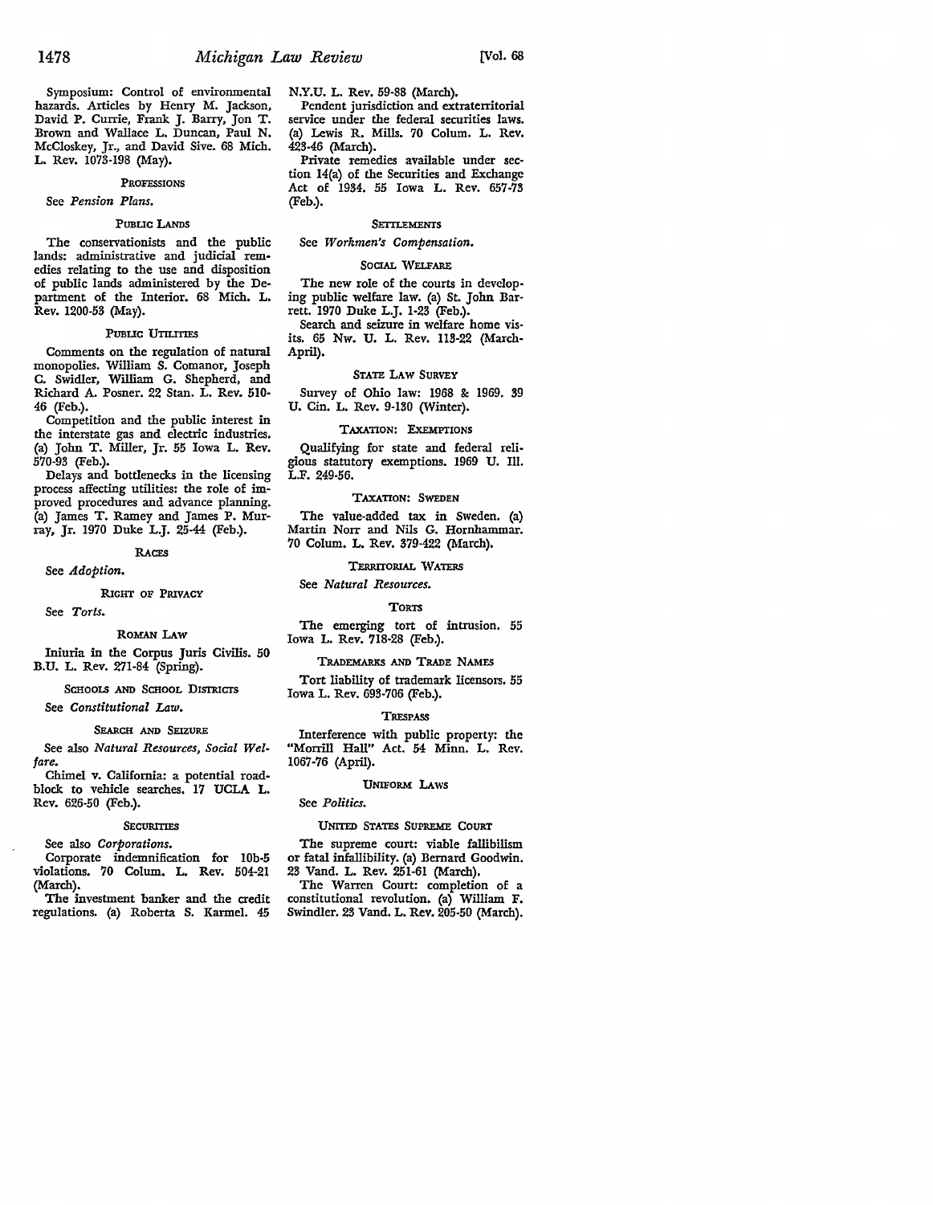Symposium: Control of environmental hazards. Articles by Henry M. Jackson, David P. Currie, Frank J. Barry, Jon T. Brown and Wallace L. Duncan, Paul N. McCloskey, Jr., and David Sive. 68 Mich. L. Rev. 1073-198 (May).

### PROFESSIONS

See *Pension Plans.*

### PUBLIC LANDS

The conservationists and the public lands: administrative and judicial remedies relating to the use and disposition of public lands administered by the Department of the Interior. 68 Mich. L. Rev. 1200-53 (May).

### PUBLIC UTILITIES

Comments on the regulation of natural monopolies. William S. Comanor, Joseph C. Swidler, William G. Shepherd, and Richard A. Posner. 22 Stan. L. Rev. 510-46 (Feb.).

Competition and the public interest in the interstate gas and electric industries. (a) John T. Miller, Jr. 55 Iowa L. Rev. 570-93 (Feb.).

Delays and bottlenecks in the licensing process affecting utilities: the role of improved procedures and advance planning. (a) James T. Ramey and James P. Murray, Jr. 1970 Duke L.J. 25-44 (Feb.).

### RACES

See *Adoption.*

### RIGHT OF PRIVACY

See *Torts.*

### ROMAN LAW

Iniuria in the Corpus Juris Civilis. 50 B.U. L. Rev. 271-84 (Spring).

### SCHOOLS AND SCHOOL DISTRICTS

See *Constitutional Law.*

### SEARCH AND SEIZURE

See also *Natural Resources, Social Welfare.*

Chimel v. California: a potential roadblock to vehicle searches. 17 UCLA L. Rev. 626-50 (Feb.).

### SECURITIES

See also *Corporations.*

Corporate indemnification for 10b-5 violations. 70 Colum. L. Rev. 504-21 (March).

The investment banker and the credit regulations. (a) Roberta S. Karmel. 45 N.Y.U. L. Rev. 59-88 (March).

Pendent jurisdiction and extraterritorial service under the federal securities laws. (a) Lewis R. Mills. 70 Colum. L. Rev. 423-46 (March).

Private remedies available under section 14(a) of the Securities and Exchange Act of 1934. 55 Iowa L. Rev. 657-73 (Feb.).

### SETTLEMENTS

See *Workmen's Compensation.*

### SOCIAL WELFARE

The new role of the courts in developing public welfare law. (a) St. John Barrett. 1970 Duke L.J. 1-23 (Feb.).

Search and seizure in welfare home visits. 65 Nw. U. L. Rev. 113-22 (March-April).

### STATE LAW SURVEY

Survey of Ohio law: 1968 & 1969. 39 U. Cin. L. Rev. 9-130 (Winter).

### TAXATION: EXEMPTIONS

Qualifying for state and federal religious statutory exemptions. 1969 U. Ill. L.F. 249-56.

### TAXATION: SWEDEN

The value-added tax in Sweden. (a) Martin Norr and Nils G. Hornhammar. 70 Colum. L. Rev. 379-422 (March).

### TERRITORIAL WATERS

See *Natural Resources.*

### TORTS

The emerging tort of intrusion. 55 Iowa L. Rev. 718-28 (Feb.).

### TRADEMARKS AND TRADE NAMES

Tort liability of trademark licensors. 55 Iowa L. Rev. 693-706 (Feb.).

### TRESPASS

Interference with public property: the "Morrill Hall" Act. 54 Minn. L. Rev. 1067-76 (April).

### UNIFORM LAWS

See *Politics.*

### UNITED STATES SUPREME COURT

The supreme court: viable fallibilism or fatal infallibility. (a) Bernard Goodwin. 23 Vand. L. Rev. 251-61 (March).

The Warren Court: completion of a constitutional revolution. (a) William F. Swindler. 23 Vand. L. Rev. 205-50 (March).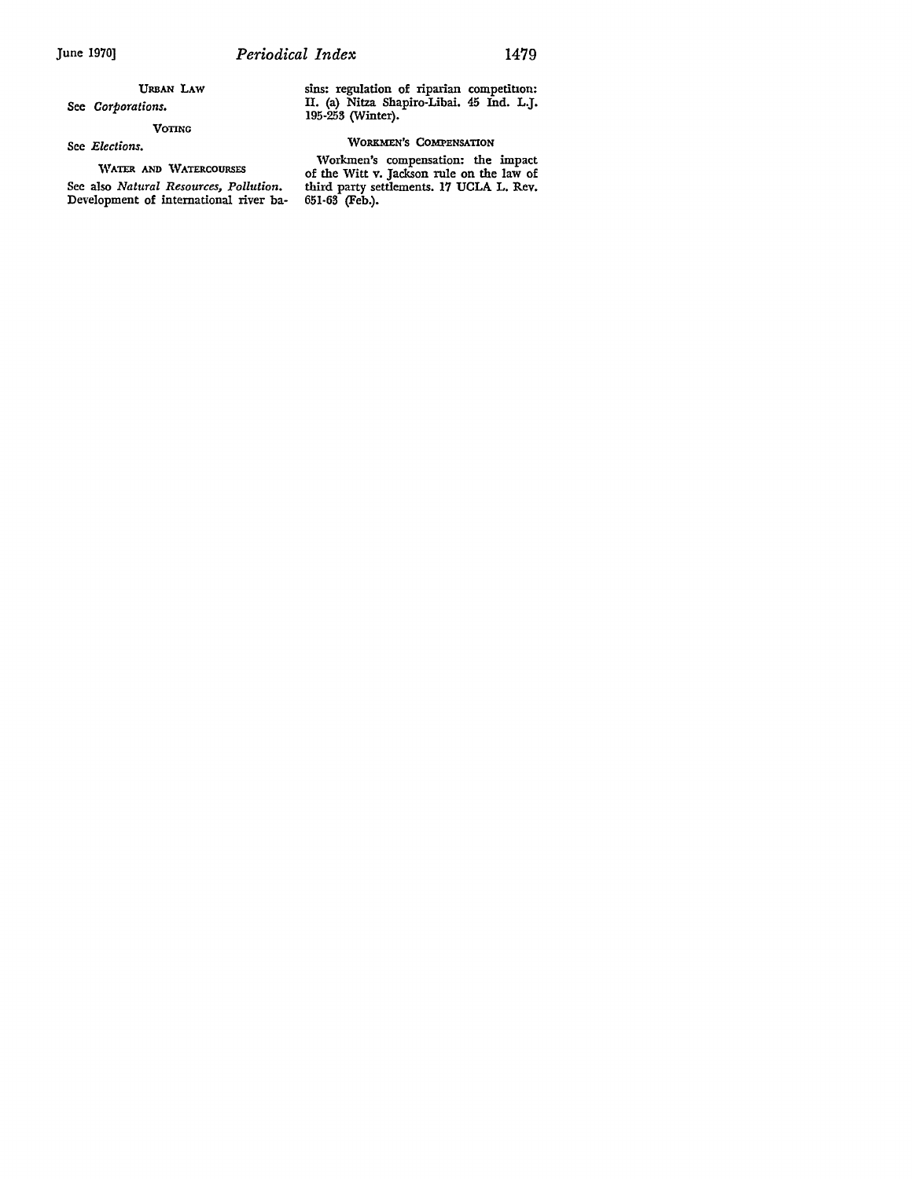### URBAN LAW

See *Corporations.*

### VOTING

See *Elections.*

### WATER AND WATERCOURSES

See also *Natural Resources, Pollution.*

Development of international river basins: regulation of riparian competition: II. (a) Nitza Shapiro-Libai. 45 Ind. L.J. 195-253 (Winter).

### WORKMEN'S COMPENSATION

Workmen's compensation: the impact of the Witt v. Jackson rule on the law of third party settlements. 17 UCLA L. Rev. 651-63 (Feb.).